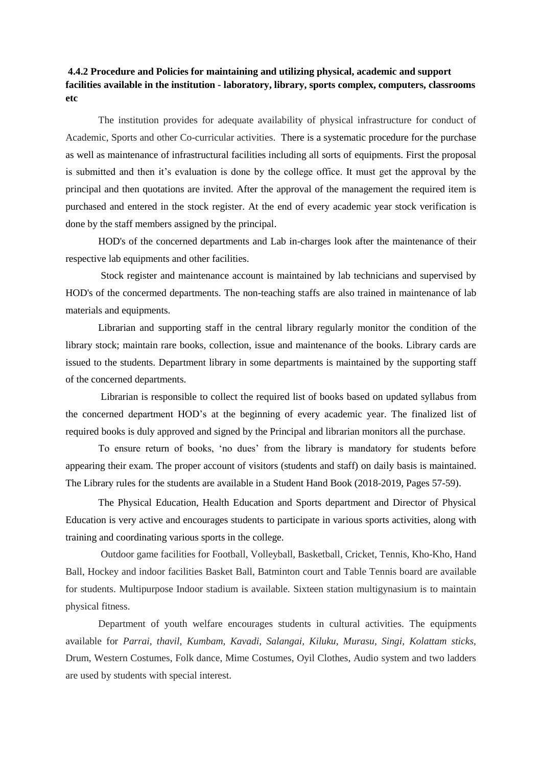**4.4.2 Procedure and Policies for maintaining and utilizing physical, academic and support facilities available in the institution - laboratory, library, sports complex, computers, classrooms etc**

The institution provides for adequate availability of physical infrastructure for conduct of Academic, Sports and other Co-curricular activities. There is a systematic procedure for the purchase as well as maintenance of infrastructural facilities including all sorts of equipments. First the proposal is submitted and then it's evaluation is done by the college office. It must get the approval by the principal and then quotations are invited. After the approval of the management the required item is purchased and entered in the stock register. At the end of every academic year stock verification is done by the staff members assigned by the principal.

HOD's of the concerned departments and Lab in-charges look after the maintenance of their respective lab equipments and other facilities.

Stock register and maintenance account is maintained by lab technicians and supervised by HOD's of the concermed departments. The non-teaching staffs are also trained in maintenance of lab materials and equipments.

Librarian and supporting staff in the central library regularly monitor the condition of the library stock; maintain rare books, collection, issue and maintenance of the books. Library cards are issued to the students. Department library in some departments is maintained by the supporting staff of the concerned departments.

Librarian is responsible to collect the required list of books based on updated syllabus from the concerned department HOD's at the beginning of every academic year. The finalized list of required books is duly approved and signed by the Principal and librarian monitors all the purchase.

To ensure return of books, 'no dues' from the library is mandatory for students before appearing their exam. The proper account of visitors (students and staff) on daily basis is maintained. The Library rules for the students are available in a Student Hand Book (2018-2019, Pages 57-59).

The Physical Education, Health Education and Sports department and Director of Physical Education is very active and encourages students to participate in various sports activities, along with training and coordinating various sports in the college.

Outdoor game facilities for Football, Volleyball, Basketball, Cricket, Tennis, Kho-Kho, Hand Ball, Hockey and indoor facilities Basket Ball, Batminton court and Table Tennis board are available for students. Multipurpose Indoor stadium is available. Sixteen station multigynasium is to maintain physical fitness.

Department of youth welfare encourages students in cultural activities. The equipments available for *Parrai, thavil, Kumbam, Kavadi, Salangai, Kiluku, Murasu, Singi, Kolattam sticks,* Drum, Western Costumes, Folk dance, Mime Costumes, Oyil Clothes, Audio system and two ladders are used by students with special interest.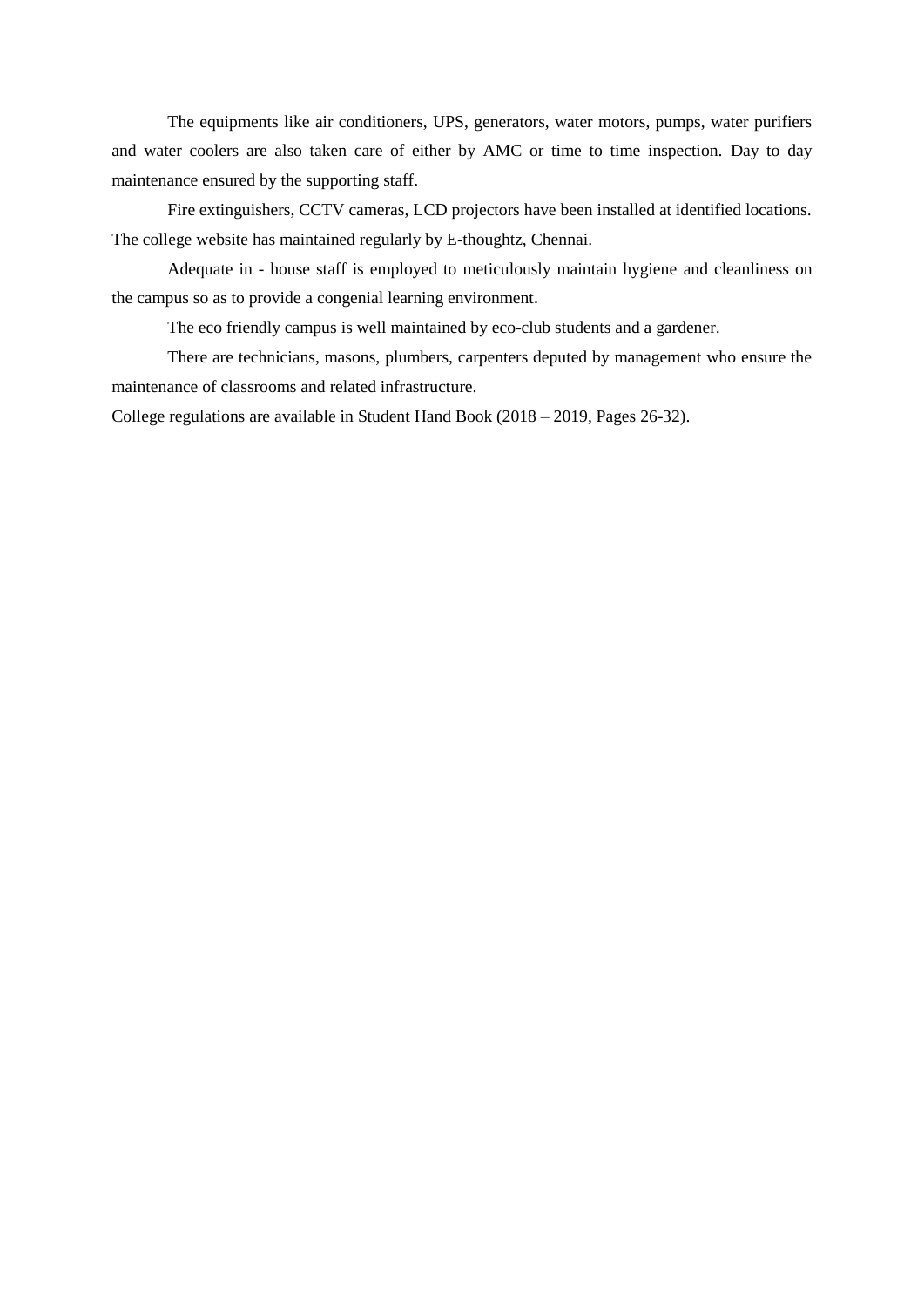The equipments like air conditioners, UPS, generators, water motors, pumps, water purifiers and water coolers are also taken care of either by AMC or time to time inspection. Day to day maintenance ensured by the supporting staff.

Fire extinguishers, CCTV cameras, LCD projectors have been installed at identified locations. The college website has maintained regularly by E-thoughtz, Chennai.

Adequate in - house staff is employed to meticulously maintain hygiene and cleanliness on the campus so as to provide a congenial learning environment.

The eco friendly campus is well maintained by eco-club students and a gardener.

There are technicians, masons, plumbers, carpenters deputed by management who ensure the maintenance of classrooms and related infrastructure.

College regulations are available in Student Hand Book (2018 – 2019, Pages 26-32).